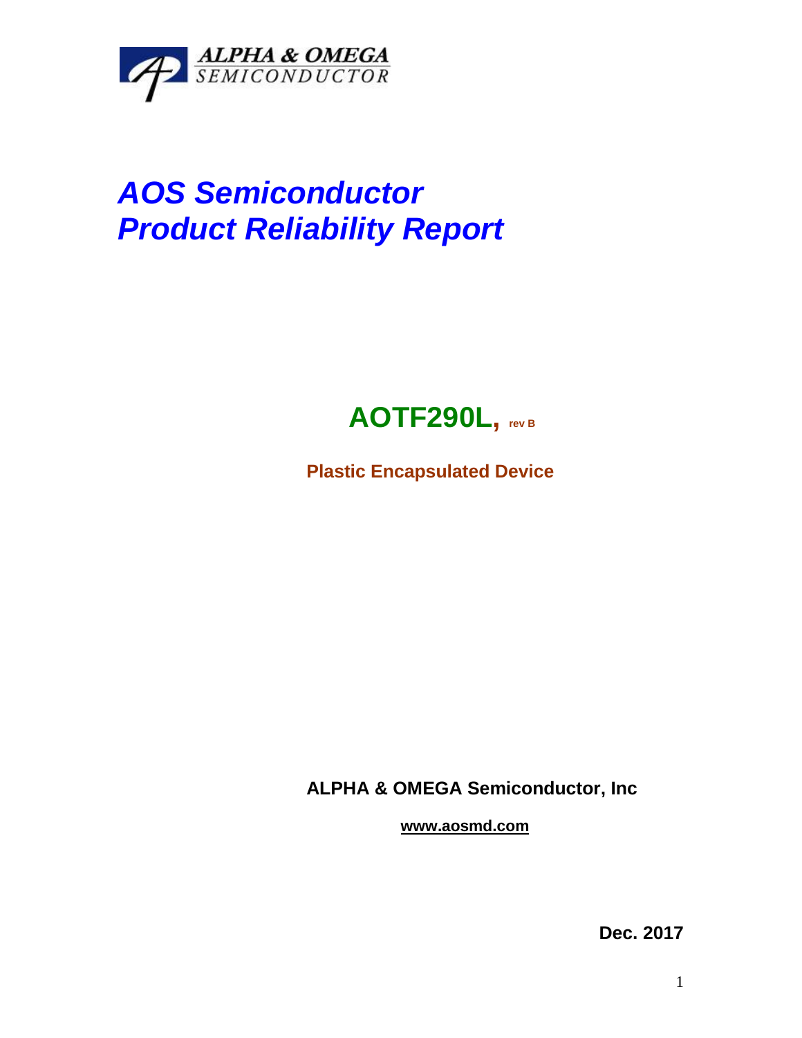ALPHA & OMEGA SEMICONDUCTOR

# *AOS Semiconductor*
# *Product Reliability Report*

## AOTF290L, rev B

**Plastic Encapsulated Device**

**ALPHA & OMEGA Semiconductor, Inc**

**www.aosmd.com**

**Dec. 2017**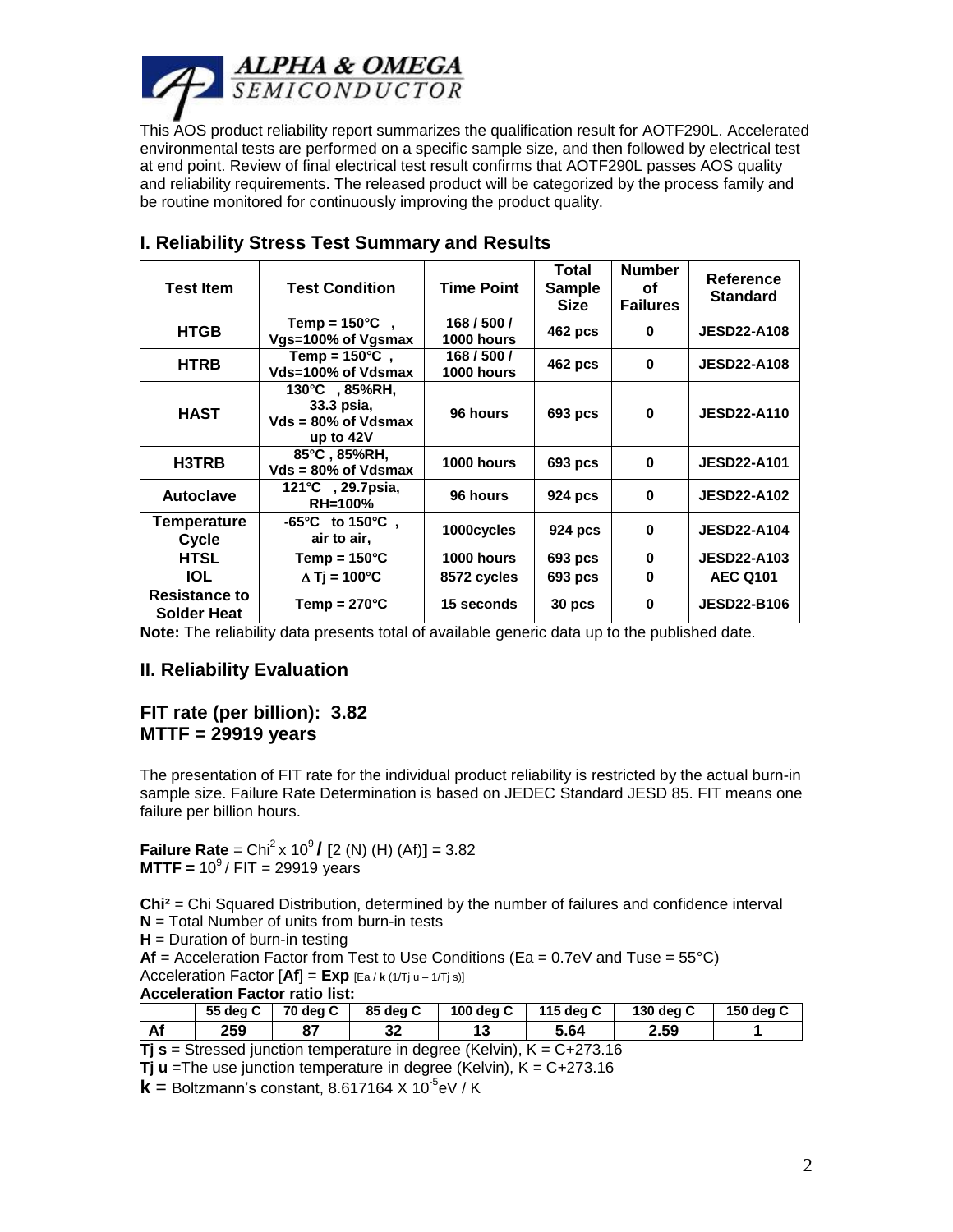ALPHA & OMEGA SEMICONDUCTOR

This AOS product reliability report summarizes the qualification result for AOTF290L. Accelerated environmental tests are performed on a specific sample size, and then followed by electrical test at end point. Review of final electrical test result confirms that AOTF290L passes AOS quality and reliability requirements. The released product will be categorized by the process family and be routine monitored for continuously improving the product quality.

## I. Reliability Stress Test Summary and Results

| Test Item | Test Condition | Time Point | Total Sample Size | Number of Failures | Reference Standard |
|---|---|---|---|---|---|
| HTGB | Temp = 150°C , Vgs=100% of Vgsmax | 168 / 500 / 1000 hours | 462 pcs | 0 | JESD22-A108 |
| HTRB | Temp = 150°C , Vds=100% of Vdsmax | 168 / 500 / 1000 hours | 462 pcs | 0 | JESD22-A108 |
| HAST | 130°C , 85%RH, 33.3 psia, Vds = 80% of Vdsmax up to 42V | 96 hours | 693 pcs | 0 | JESD22-A110 |
| H3TRB | 85°C , 85%RH, Vds = 80% of Vdsmax | 1000 hours | 693 pcs | 0 | JESD22-A101 |
| Autoclave | 121°C , 29.7psia, RH=100% | 96 hours | 924 pcs | 0 | JESD22-A102 |
| Temperature Cycle | -65°C to 150°C , air to air, | 1000cycles | 924 pcs | 0 | JESD22-A104 |
| HTSL | Temp = 150°C | 1000 hours | 693 pcs | 0 | JESD22-A103 |
| IOL | $\Delta$ Tj = 100°C | 8572 cycles | 693 pcs | 0 | AEC Q101 |
| Resistance to Solder Heat | Temp = 270°C | 15 seconds | 30 pcs | 0 | JESD22-B106 |

**Note:** The reliability data presents total of available generic data up to the published date.

## II. Reliability Evaluation

### FIT rate (per billion): 3.82
### MTTF = 29919 years

The presentation of FIT rate for the individual product reliability is restricted by the actual burn-in sample size. Failure Rate Determination is based on JEDEC Standard JESD 85. FIT means one failure per billion hours.

**Failure Rate** = $\text{Chi}^2 \times 10^9$ **/ [**2 (N) (H) (Af)**] =** 3.82
**MTTF =** $10^9$ / FIT = 29919 years

**Chi²** = Chi Squared Distribution, determined by the number of failures and confidence interval
**N** = Total Number of units from burn-in tests
**H** = Duration of burn-in testing
**Af** = Acceleration Factor from Test to Use Conditions (Ea = 0.7eV and Tuse = 55°C)
Acceleration Factor [**Af**] = **Exp** [Ea / **k** (1/Tj u – 1/Tj s)]
**Acceleration Factor ratio list:**

| | 55 deg C | 70 deg C | 85 deg C | 100 deg C | 115 deg C | 130 deg C | 150 deg C |
|---|---|---|---|---|---|---|---|
| Af | 259 | 87 | 32 | 13 | 5.64 | 2.59 | 1 |

**Tj s** = Stressed junction temperature in degree (Kelvin), K = C+273.16
**Tj u** =The use junction temperature in degree (Kelvin), K = C+273.16
**k** = Boltzmann's constant, $8.617164 \times 10^{-5}$eV / K